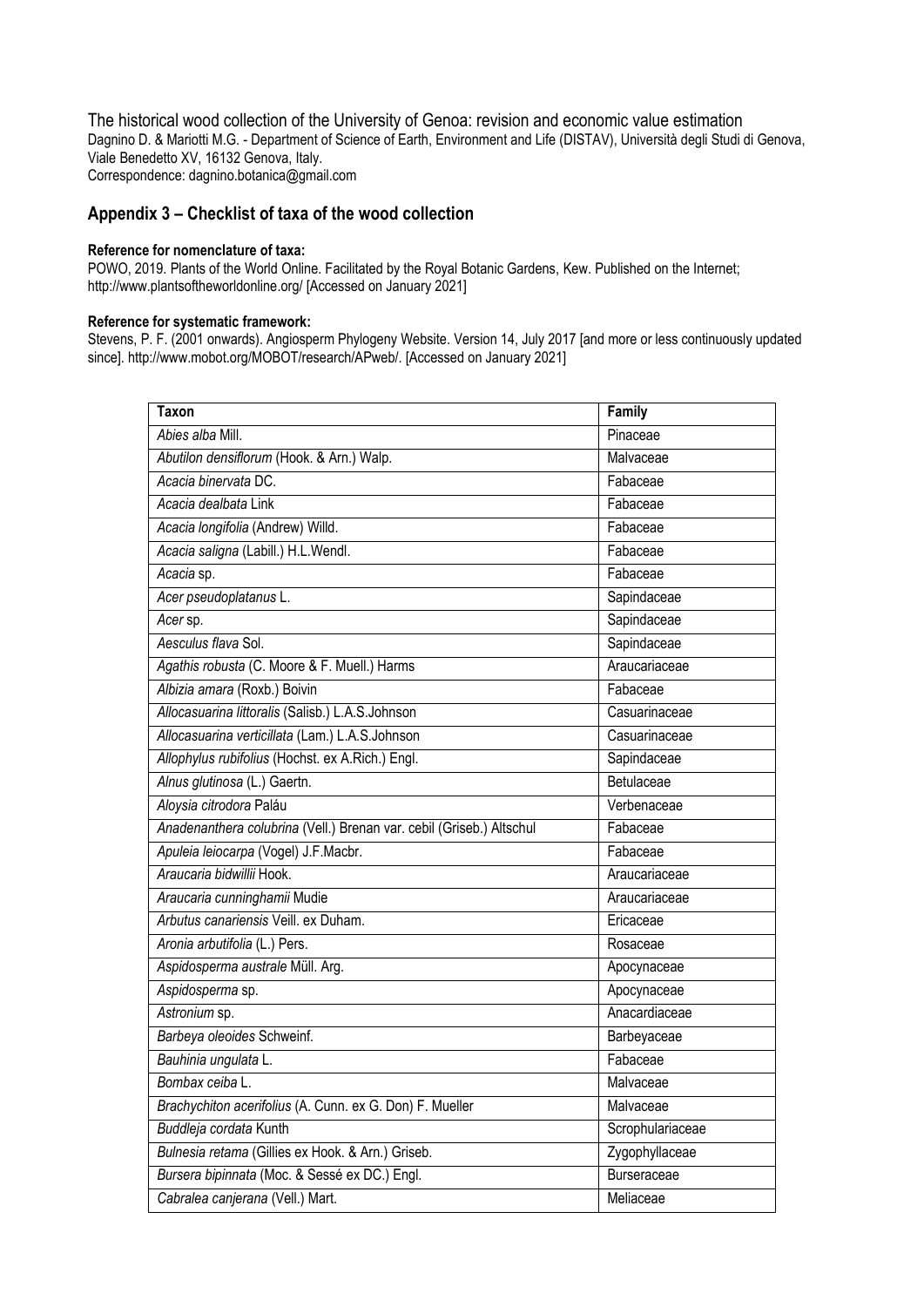The historical wood collection of the University of Genoa: revision and economic value estimation

Dagnino D. & Mariotti M.G. - Department of Science of Earth, Environment and Life (DISTAV), Università degli Studi di Genova, Viale Benedetto XV, 16132 Genova, Italy.

Correspondence: dagnino.botanica@gmail.com

## Appendix 3 – Checklist of taxa of the wood collection

**Reference for nomenclature of taxa:**

POWO, 2019. Plants of the World Online. Facilitated by the Royal Botanic Gardens, Kew. Published on the Internet; http://www.plantsoftheworldonline.org/ [Accessed on January 2021]

**Reference for systematic framework:**

Stevens, P. F. (2001 onwards). Angiosperm Phylogeny Website. Version 14, July 2017 [and more or less continuously updated since]. http://www.mobot.org/MOBOT/research/APweb/. [Accessed on January 2021]

| **Taxon** | **Family** |
|---|---|
| *Abies alba* Mill. | Pinaceae |
| *Abutilon densiflorum* (Hook. & Arn.) Walp. | Malvaceae |
| *Acacia binervata* DC. | Fabaceae |
| *Acacia dealbata* Link | Fabaceae |
| *Acacia longifolia* (Andrew) Willd. | Fabaceae |
| *Acacia saligna* (Labill.) H.L.Wendl. | Fabaceae |
| *Acacia* sp. | Fabaceae |
| *Acer pseudoplatanus* L. | Sapindaceae |
| *Acer* sp. | Sapindaceae |
| *Aesculus flava* Sol. | Sapindaceae |
| *Agathis robusta* (C. Moore & F. Muell.) Harms | Araucariaceae |
| *Albizia amara* (Roxb.) Boivin | Fabaceae |
| *Allocasuarina littoralis* (Salisb.) L.A.S.Johnson | Casuarinaceae |
| *Allocasuarina verticillata* (Lam.) L.A.S.Johnson | Casuarinaceae |
| *Allophylus rubifolius* (Hochst. ex A.Rich.) Engl. | Sapindaceae |
| *Alnus glutinosa* (L.) Gaertn. | Betulaceae |
| *Aloysia citrodora* Paláu | Verbenaceae |
| *Anadenanthera colubrina* (Vell.) Brenan var. cebil (Griseb.) Altschul | Fabaceae |
| *Apuleia leiocarpa* (Vogel) J.F.Macbr. | Fabaceae |
| *Araucaria bidwillii* Hook. | Araucariaceae |
| *Araucaria cunninghamii* Mudie | Araucariaceae |
| *Arbutus canariensis* Veill. ex Duham. | Ericaceae |
| *Aronia arbutifolia* (L.) Pers. | Rosaceae |
| *Aspidosperma australe* Müll. Arg. | Apocynaceae |
| *Aspidosperma* sp. | Apocynaceae |
| *Astronium* sp. | Anacardiaceae |
| *Barbeya oleoides* Schweinf. | Barbeyaceae |
| *Bauhinia ungulata* L. | Fabaceae |
| *Bombax ceiba* L. | Malvaceae |
| *Brachychiton acerifolius* (A. Cunn. ex G. Don) F. Mueller | Malvaceae |
| *Buddleja cordata* Kunth | Scrophulariaceae |
| *Bulnesia retama* (Gillies ex Hook. & Arn.) Griseb. | Zygophyllaceae |
| *Bursera bipinnata* (Moc. & Sessé ex DC.) Engl. | Burseraceae |
| *Cabralea canjerana* (Vell.) Mart. | Meliaceae |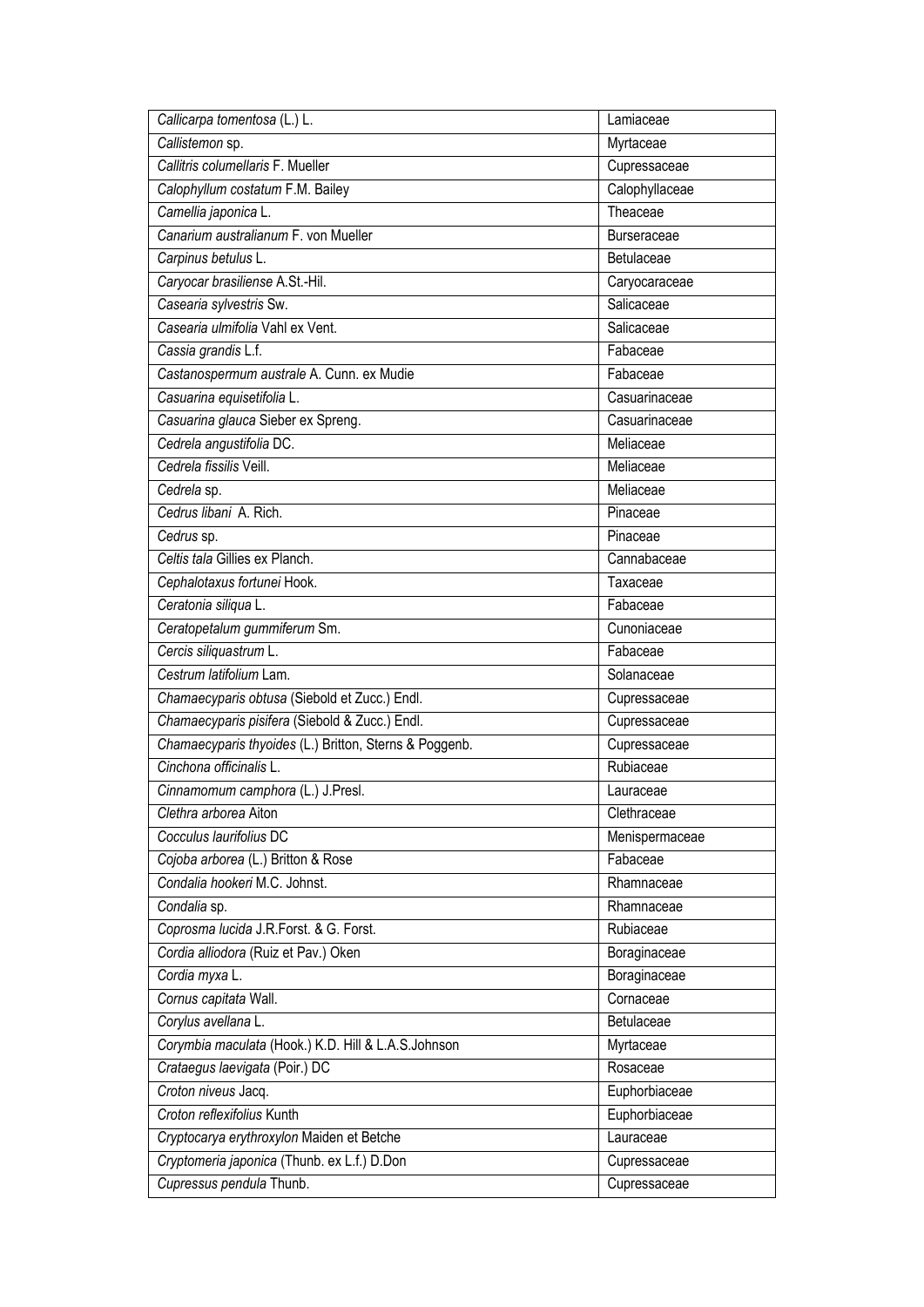| *Callicarpa tomentosa* (L.) L. | Lamiaceae |
| --- | --- |
| *Callistemon* sp. | Myrtaceae |
| *Callitris columellaris* F. Mueller | Cupressaceae |
| *Calophyllum costatum* F.M. Bailey | Calophyllaceae |
| *Camellia japonica* L. | Theaceae |
| *Canarium australianum* F. von Mueller | Burseraceae |
| *Carpinus betulus* L. | Betulaceae |
| *Caryocar brasiliense* A.St.-Hil. | Caryocaraceae |
| *Casearia sylvestris* Sw. | Salicaceae |
| *Casearia ulmifolia* Vahl ex Vent. | Salicaceae |
| *Cassia grandis* L.f. | Fabaceae |
| *Castanospermum australe* A. Cunn. ex Mudie | Fabaceae |
| *Casuarina equisetifolia* L. | Casuarinaceae |
| *Casuarina glauca* Sieber ex Spreng. | Casuarinaceae |
| *Cedrela angustifolia* DC. | Meliaceae |
| *Cedrela fissilis* Veill. | Meliaceae |
| *Cedrela* sp. | Meliaceae |
| *Cedrus libani* A. Rich. | Pinaceae |
| *Cedrus* sp. | Pinaceae |
| *Celtis tala* Gillies ex Planch. | Cannabaceae |
| *Cephalotaxus fortunei* Hook. | Taxaceae |
| *Ceratonia siliqua* L. | Fabaceae |
| *Ceratopetalum gummiferum* Sm. | Cunoniaceae |
| *Cercis siliquastrum* L. | Fabaceae |
| *Cestrum latifolium* Lam. | Solanaceae |
| *Chamaecyparis obtusa* (Siebold et Zucc.) Endl. | Cupressaceae |
| *Chamaecyparis pisifera* (Siebold & Zucc.) Endl. | Cupressaceae |
| *Chamaecyparis thyoides* (L.) Britton, Sterns & Poggenb. | Cupressaceae |
| *Cinchona officinalis* L. | Rubiaceae |
| *Cinnamomum camphora* (L.) J.Presl. | Lauraceae |
| *Clethra arborea* Aiton | Clethraceae |
| *Cocculus laurifolius* DC | Menispermaceae |
| *Cojoba arborea* (L.) Britton & Rose | Fabaceae |
| *Condalia hookeri* M.C. Johnst. | Rhamnaceae |
| *Condalia* sp. | Rhamnaceae |
| *Coprosma lucida* J.R.Forst. & G. Forst. | Rubiaceae |
| *Cordia alliodora* (Ruiz et Pav.) Oken | Boraginaceae |
| *Cordia myxa* L. | Boraginaceae |
| *Cornus capitata* Wall. | Cornaceae |
| *Corylus avellana* L. | Betulaceae |
| *Corymbia maculata* (Hook.) K.D. Hill & L.A.S.Johnson | Myrtaceae |
| *Crataegus laevigata* (Poir.) DC | Rosaceae |
| *Croton niveus* Jacq. | Euphorbiaceae |
| *Croton reflexifolius* Kunth | Euphorbiaceae |
| *Cryptocarya erythroxylon* Maiden et Betche | Lauraceae |
| *Cryptomeria japonica* (Thunb. ex L.f.) D.Don | Cupressaceae |
| *Cupressus pendula* Thunb. | Cupressaceae |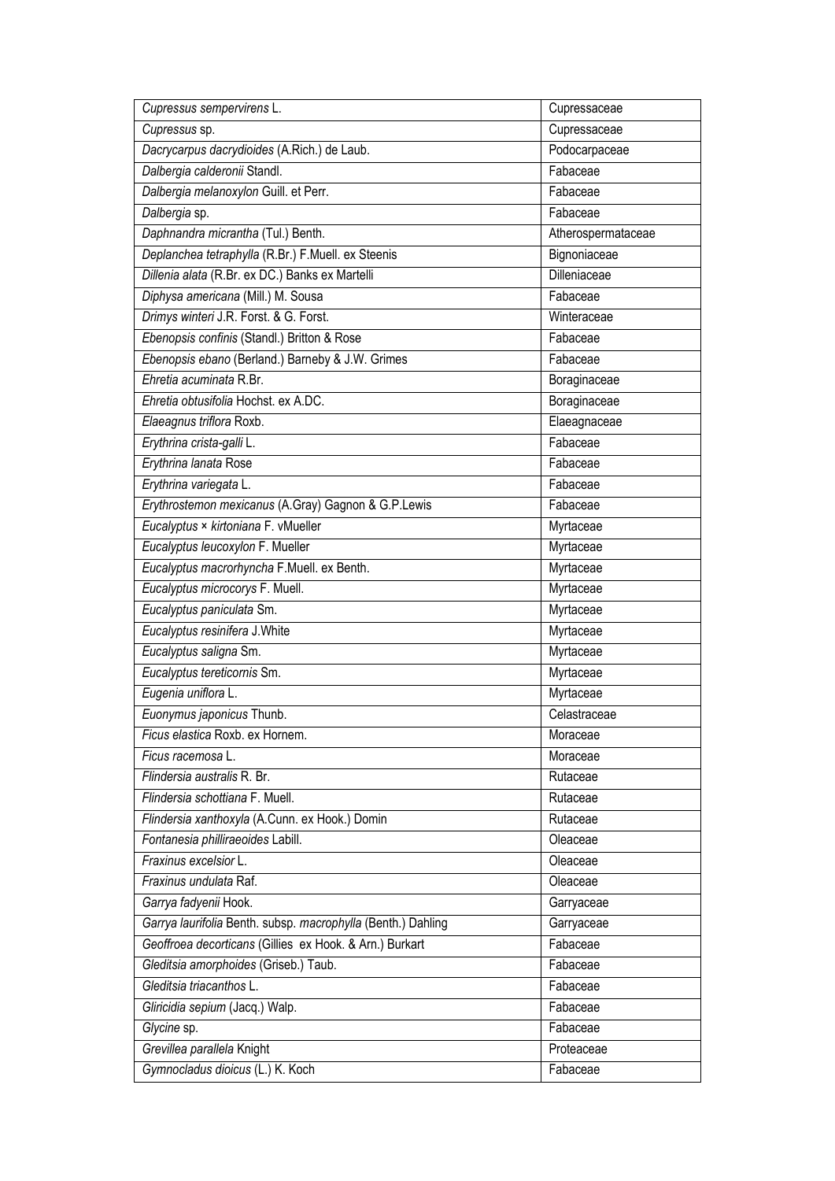| *Cupressus sempervirens* L. | Cupressaceae |
|---|---|
| *Cupressus* sp. | Cupressaceae |
| *Dacrycarpus dacrydioides* (A.Rich.) de Laub. | Podocarpaceae |
| *Dalbergia calderonii* Standl. | Fabaceae |
| *Dalbergia melanoxylon* Guill. et Perr. | Fabaceae |
| *Dalbergia* sp. | Fabaceae |
| *Daphnandra micrantha* (Tul.) Benth. | Atherospermataceae |
| *Deplanchea tetraphylla* (R.Br.) F.Muell. ex Steenis | Bignoniaceae |
| *Dillenia alata* (R.Br. ex DC.) Banks ex Martelli | Dilleniaceae |
| *Diphysa americana* (Mill.) M. Sousa | Fabaceae |
| *Drimys winteri* J.R. Forst. & G. Forst. | Winteraceae |
| *Ebenopsis confinis* (Standl.) Britton & Rose | Fabaceae |
| *Ebenopsis ebano* (Berland.) Barneby & J.W. Grimes | Fabaceae |
| *Ehretia acuminata* R.Br. | Boraginaceae |
| *Ehretia obtusifolia* Hochst. ex A.DC. | Boraginaceae |
| *Elaeagnus triflora* Roxb. | Elaeagnaceae |
| *Erythrina crista-galli* L. | Fabaceae |
| *Erythrina lanata* Rose | Fabaceae |
| *Erythrina variegata* L. | Fabaceae |
| *Erythrostemon mexicanus* (A.Gray) Gagnon & G.P.Lewis | Fabaceae |
| *Eucalyptus × kirtoniana* F. vMueller | Myrtaceae |
| *Eucalyptus leucoxylon* F. Mueller | Myrtaceae |
| *Eucalyptus macrorhyncha* F.Muell. ex Benth. | Myrtaceae |
| *Eucalyptus microcorys* F. Muell. | Myrtaceae |
| *Eucalyptus paniculata* Sm. | Myrtaceae |
| *Eucalyptus resinifera* J.White | Myrtaceae |
| *Eucalyptus saligna* Sm. | Myrtaceae |
| *Eucalyptus tereticornis* Sm. | Myrtaceae |
| *Eugenia uniflora* L. | Myrtaceae |
| *Euonymus japonicus* Thunb. | Celastraceae |
| *Ficus elastica* Roxb. ex Hornem. | Moraceae |
| *Ficus racemosa* L. | Moraceae |
| *Flindersia australis* R. Br. | Rutaceae |
| *Flindersia schottiana* F. Muell. | Rutaceae |
| *Flindersia xanthoxyla* (A.Cunn. ex Hook.) Domin | Rutaceae |
| *Fontanesia philliraeoides* Labill. | Oleaceae |
| *Fraxinus excelsior* L. | Oleaceae |
| *Fraxinus undulata* Raf. | Oleaceae |
| *Garrya fadyenii* Hook. | Garryaceae |
| *Garrya laurifolia* Benth. subsp. *macrophylla* (Benth.) Dahling | Garryaceae |
| *Geoffroea decorticans* (Gillies ex Hook. & Arn.) Burkart | Fabaceae |
| *Gleditsia amorphoides* (Griseb.) Taub. | Fabaceae |
| *Gleditsia triacanthos* L. | Fabaceae |
| *Gliricidia sepium* (Jacq.) Walp. | Fabaceae |
| *Glycine* sp. | Fabaceae |
| *Grevillea parallela* Knight | Proteaceae |
| *Gymnocladus dioicus* (L.) K. Koch | Fabaceae |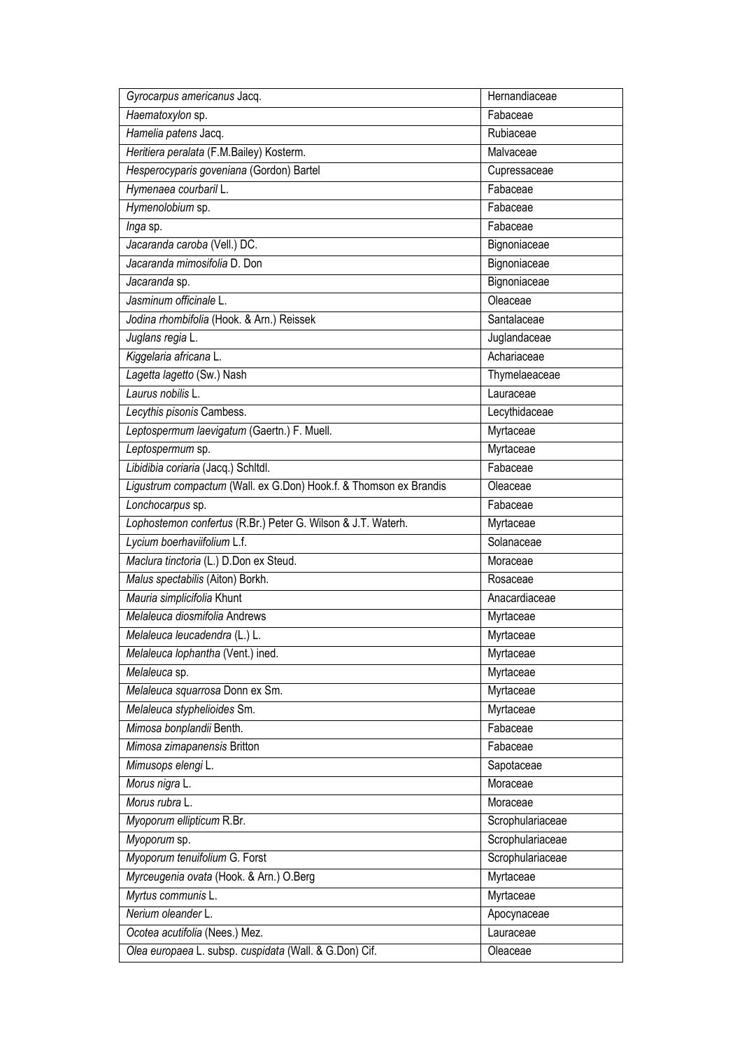| | |
|---|---|
| *Gyrocarpus americanus* Jacq. | Hernandiaceae |
| *Haematoxylon* sp. | Fabaceae |
| *Hamelia patens* Jacq. | Rubiaceae |
| *Heritiera peralata* (F.M.Bailey) Kosterm. | Malvaceae |
| *Hesperocyparis goveniana* (Gordon) Bartel | Cupressaceae |
| *Hymenaea courbaril* L. | Fabaceae |
| *Hymenolobium* sp. | Fabaceae |
| *Inga* sp. | Fabaceae |
| *Jacaranda caroba* (Vell.) DC. | Bignoniaceae |
| *Jacaranda mimosifolia* D. Don | Bignoniaceae |
| *Jacaranda* sp. | Bignoniaceae |
| *Jasminum officinale* L. | Oleaceae |
| *Jodina rhombifolia* (Hook. & Arn.) Reissek | Santalaceae |
| *Juglans regia* L. | Juglandaceae |
| *Kiggelaria africana* L. | Achariaceae |
| *Lagetta lagetto* (Sw.) Nash | Thymelaeaceae |
| *Laurus nobilis* L. | Lauraceae |
| *Lecythis pisonis* Cambess. | Lecythidaceae |
| *Leptospermum laevigatum* (Gaertn.) F. Muell. | Myrtaceae |
| *Leptospermum* sp. | Myrtaceae |
| *Libidibia coriaria* (Jacq.) Schltdl. | Fabaceae |
| *Ligustrum compactum* (Wall. ex G.Don) Hook.f. & Thomson ex Brandis | Oleaceae |
| *Lonchocarpus* sp. | Fabaceae |
| *Lophostemon confertus* (R.Br.) Peter G. Wilson & J.T. Waterh. | Myrtaceae |
| *Lycium boerhaviifolium* L.f. | Solanaceae |
| *Maclura tinctoria* (L.) D.Don ex Steud. | Moraceae |
| *Malus spectabilis* (Aiton) Borkh. | Rosaceae |
| *Mauria simplicifolia* Khunt | Anacardiaceae |
| *Melaleuca diosmifolia* Andrews | Myrtaceae |
| *Melaleuca leucadendra* (L.) L. | Myrtaceae |
| *Melaleuca lophantha* (Vent.) ined. | Myrtaceae |
| *Melaleuca* sp. | Myrtaceae |
| *Melaleuca squarrosa* Donn ex Sm. | Myrtaceae |
| *Melaleuca styphelioides* Sm. | Myrtaceae |
| *Mimosa bonplandii* Benth. | Fabaceae |
| *Mimosa zimapanensis* Britton | Fabaceae |
| *Mimusops elengi* L. | Sapotaceae |
| *Morus nigra* L. | Moraceae |
| *Morus rubra* L. | Moraceae |
| *Myoporum ellipticum* R.Br. | Scrophulariaceae |
| *Myoporum* sp. | Scrophulariaceae |
| *Myoporum tenuifolium* G. Forst | Scrophulariaceae |
| *Myrceugenia ovata* (Hook. & Arn.) O.Berg | Myrtaceae |
| *Myrtus communis* L. | Myrtaceae |
| *Nerium oleander* L. | Apocynaceae |
| *Ocotea acutifolia* (Nees.) Mez. | Lauraceae |
| *Olea europaea* L. subsp. *cuspidata* (Wall. & G.Don) Cif. | Oleaceae |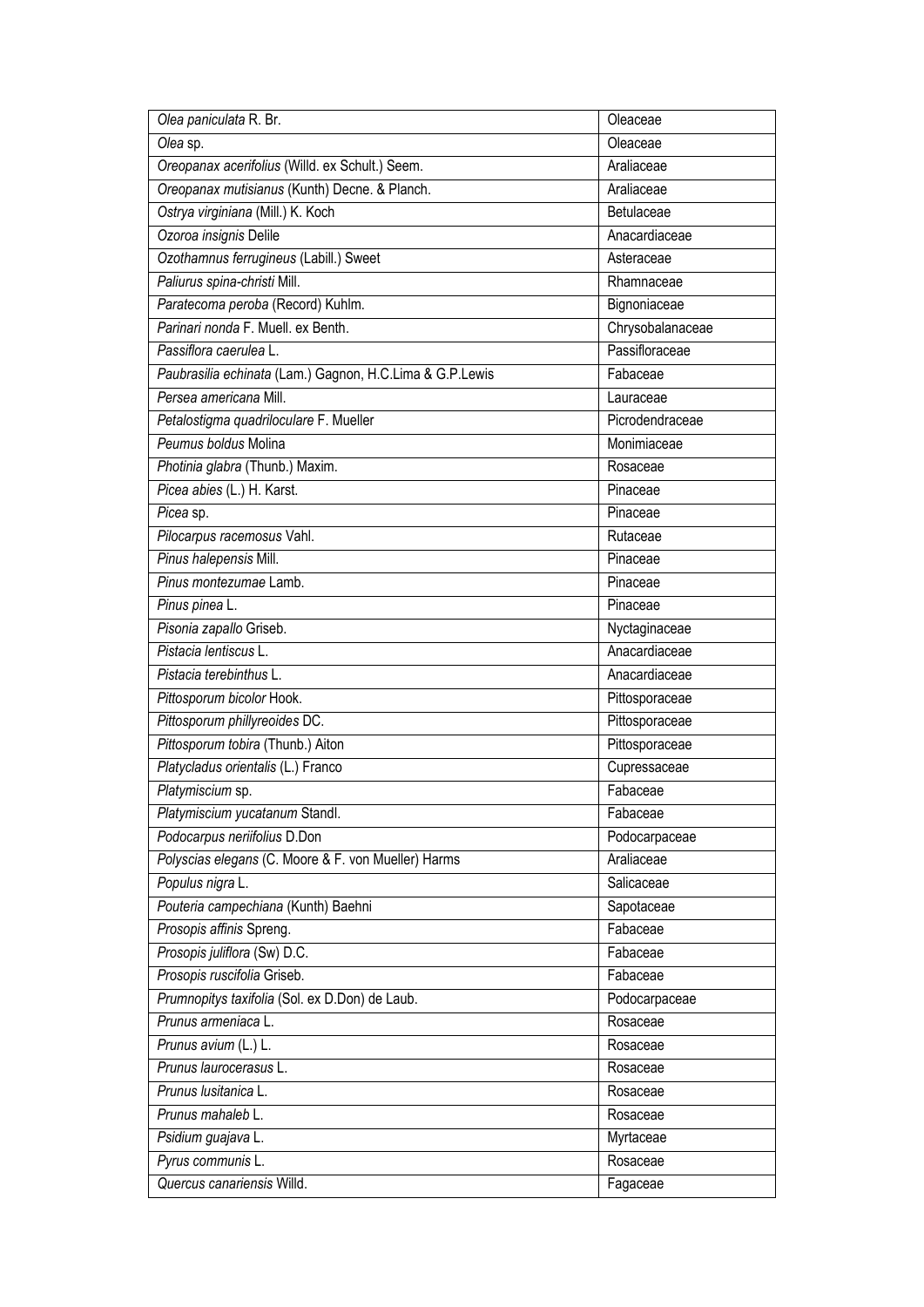| | |
|---|---|
| *Olea paniculata* R. Br. | Oleaceae |
| *Olea* sp. | Oleaceae |
| *Oreopanax acerifolius* (Willd. ex Schult.) Seem. | Araliaceae |
| *Oreopanax mutisianus* (Kunth) Decne. & Planch. | Araliaceae |
| *Ostrya virginiana* (Mill.) K. Koch | Betulaceae |
| *Ozoroa insignis* Delile | Anacardiaceae |
| *Ozothamnus ferrugineus* (Labill.) Sweet | Asteraceae |
| *Paliurus spina-christi* Mill. | Rhamnaceae |
| *Paratecoma peroba* (Record) Kuhlm. | Bignoniaceae |
| *Parinari nonda* F. Muell. ex Benth. | Chrysobalanaceae |
| *Passiflora caerulea* L. | Passifloraceae |
| *Paubrasilia echinata* (Lam.) Gagnon, H.C.Lima & G.P.Lewis | Fabaceae |
| *Persea americana* Mill. | Lauraceae |
| *Petalostigma quadriloculare* F. Mueller | Picrodendraceae |
| *Peumus boldus* Molina | Monimiaceae |
| *Photinia glabra* (Thunb.) Maxim. | Rosaceae |
| *Picea abies* (L.) H. Karst. | Pinaceae |
| *Picea* sp. | Pinaceae |
| *Pilocarpus racemosus* Vahl. | Rutaceae |
| *Pinus halepensis* Mill. | Pinaceae |
| *Pinus montezumae* Lamb. | Pinaceae |
| *Pinus pinea* L. | Pinaceae |
| *Pisonia zapallo* Griseb. | Nyctaginaceae |
| *Pistacia lentiscus* L. | Anacardiaceae |
| *Pistacia terebinthus* L. | Anacardiaceae |
| *Pittosporum bicolor* Hook. | Pittosporaceae |
| *Pittosporum phillyreoides* DC. | Pittosporaceae |
| *Pittosporum tobira* (Thunb.) Aiton | Pittosporaceae |
| *Platycladus orientalis* (L.) Franco | Cupressaceae |
| *Platymiscium* sp. | Fabaceae |
| *Platymiscium yucatanum* Standl. | Fabaceae |
| *Podocarpus neriifolius* D.Don | Podocarpaceae |
| *Polyscias elegans* (C. Moore & F. von Mueller) Harms | Araliaceae |
| *Populus nigra* L. | Salicaceae |
| *Pouteria campechiana* (Kunth) Baehni | Sapotaceae |
| *Prosopis affinis* Spreng. | Fabaceae |
| *Prosopis juliflora* (Sw) D.C. | Fabaceae |
| *Prosopis ruscifolia* Griseb. | Fabaceae |
| *Prumnopitys taxifolia* (Sol. ex D.Don) de Laub. | Podocarpaceae |
| *Prunus armeniaca* L. | Rosaceae |
| *Prunus avium* (L.) L. | Rosaceae |
| *Prunus laurocerasus* L. | Rosaceae |
| *Prunus lusitanica* L. | Rosaceae |
| *Prunus mahaleb* L. | Rosaceae |
| *Psidium guajava* L. | Myrtaceae |
| *Pyrus communis* L. | Rosaceae |
| *Quercus canariensis* Willd. | Fagaceae |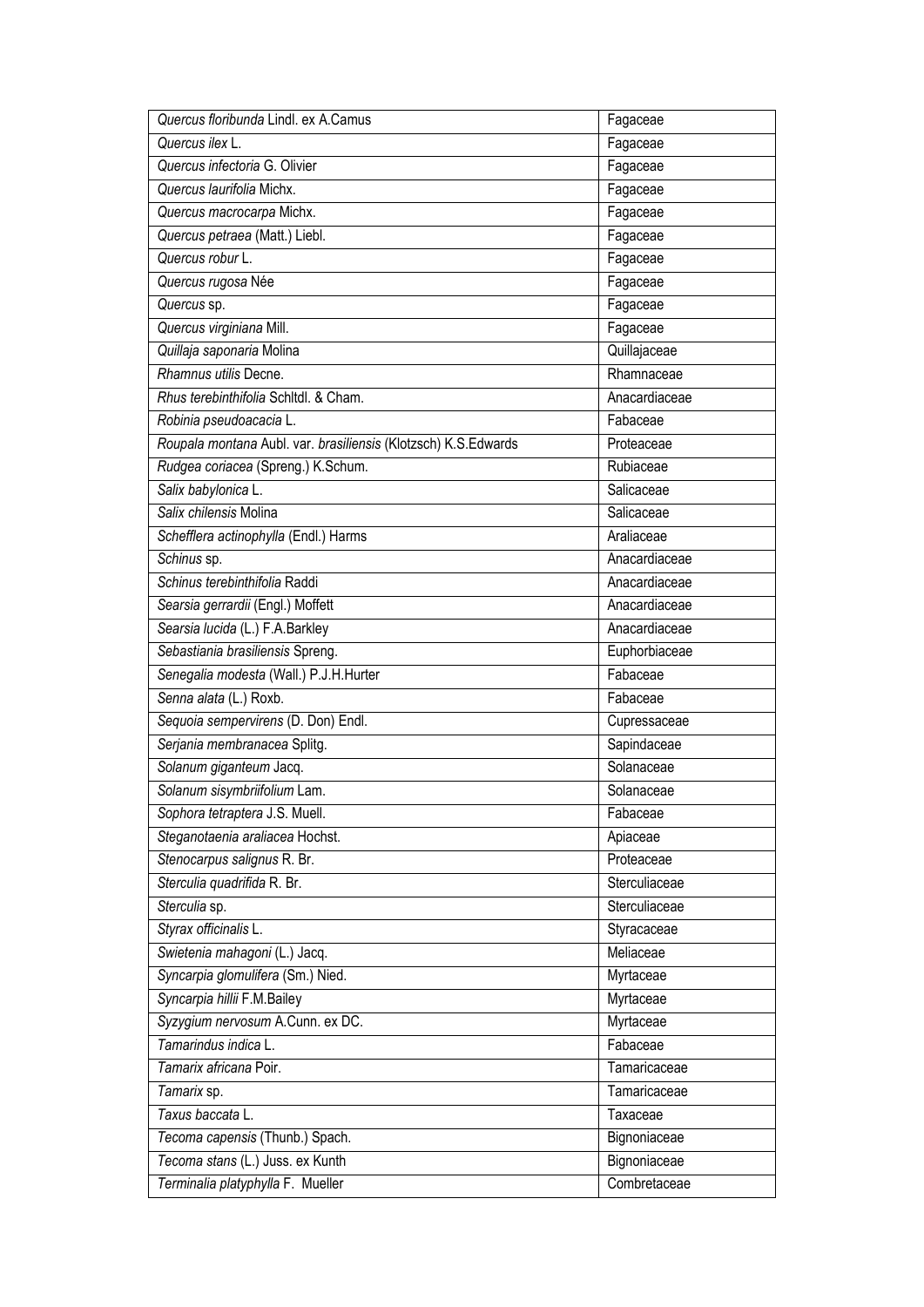| | |
|---|---|
| *Quercus floribunda* Lindl. ex A.Camus | Fagaceae |
| *Quercus ilex* L. | Fagaceae |
| *Quercus infectoria* G. Olivier | Fagaceae |
| *Quercus laurifolia* Michx. | Fagaceae |
| *Quercus macrocarpa* Michx. | Fagaceae |
| *Quercus petraea* (Matt.) Liebl. | Fagaceae |
| *Quercus robur* L. | Fagaceae |
| *Quercus rugosa* Née | Fagaceae |
| *Quercus* sp. | Fagaceae |
| *Quercus virginiana* Mill. | Fagaceae |
| *Quillaja saponaria* Molina | Quillajaceae |
| *Rhamnus utilis* Decne. | Rhamnaceae |
| *Rhus terebinthifolia* Schltdl. & Cham. | Anacardiaceae |
| *Robinia pseudoacacia* L. | Fabaceae |
| *Roupala montana* Aubl. var. *brasiliensis* (Klotzsch) K.S.Edwards | Proteaceae |
| *Rudgea coriacea* (Spreng.) K.Schum. | Rubiaceae |
| *Salix babylonica* L. | Salicaceae |
| *Salix chilensis* Molina | Salicaceae |
| *Schefflera actinophylla* (Endl.) Harms | Araliaceae |
| *Schinus* sp. | Anacardiaceae |
| *Schinus terebinthifolia* Raddi | Anacardiaceae |
| *Searsia gerrardii* (Engl.) Moffett | Anacardiaceae |
| *Searsia lucida* (L.) F.A.Barkley | Anacardiaceae |
| *Sebastiania brasiliensis* Spreng. | Euphorbiaceae |
| *Senegalia modesta* (Wall.) P.J.H.Hurter | Fabaceae |
| *Senna alata* (L.) Roxb. | Fabaceae |
| *Sequoia sempervirens* (D. Don) Endl. | Cupressaceae |
| *Serjania membranacea* Splitg. | Sapindaceae |
| *Solanum giganteum* Jacq. | Solanaceae |
| *Solanum sisymbriifolium* Lam. | Solanaceae |
| *Sophora tetraptera* J.S. Muell. | Fabaceae |
| *Steganotaenia araliacea* Hochst. | Apiaceae |
| *Stenocarpus salignus* R. Br. | Proteaceae |
| *Sterculia quadrifida* R. Br. | Sterculiaceae |
| *Sterculia* sp. | Sterculiaceae |
| *Styrax officinalis* L. | Styracaceae |
| *Swietenia mahagoni* (L.) Jacq. | Meliaceae |
| *Syncarpia glomulifera* (Sm.) Nied. | Myrtaceae |
| *Syncarpia hillii* F.M.Bailey | Myrtaceae |
| *Syzygium nervosum* A.Cunn. ex DC. | Myrtaceae |
| *Tamarindus indica* L. | Fabaceae |
| *Tamarix africana* Poir. | Tamaricaceae |
| *Tamarix* sp. | Tamaricaceae |
| *Taxus baccata* L. | Taxaceae |
| *Tecoma capensis* (Thunb.) Spach. | Bignoniaceae |
| *Tecoma stans* (L.) Juss. ex Kunth | Bignoniaceae |
| *Terminalia platyphylla* F. Mueller | Combretaceae |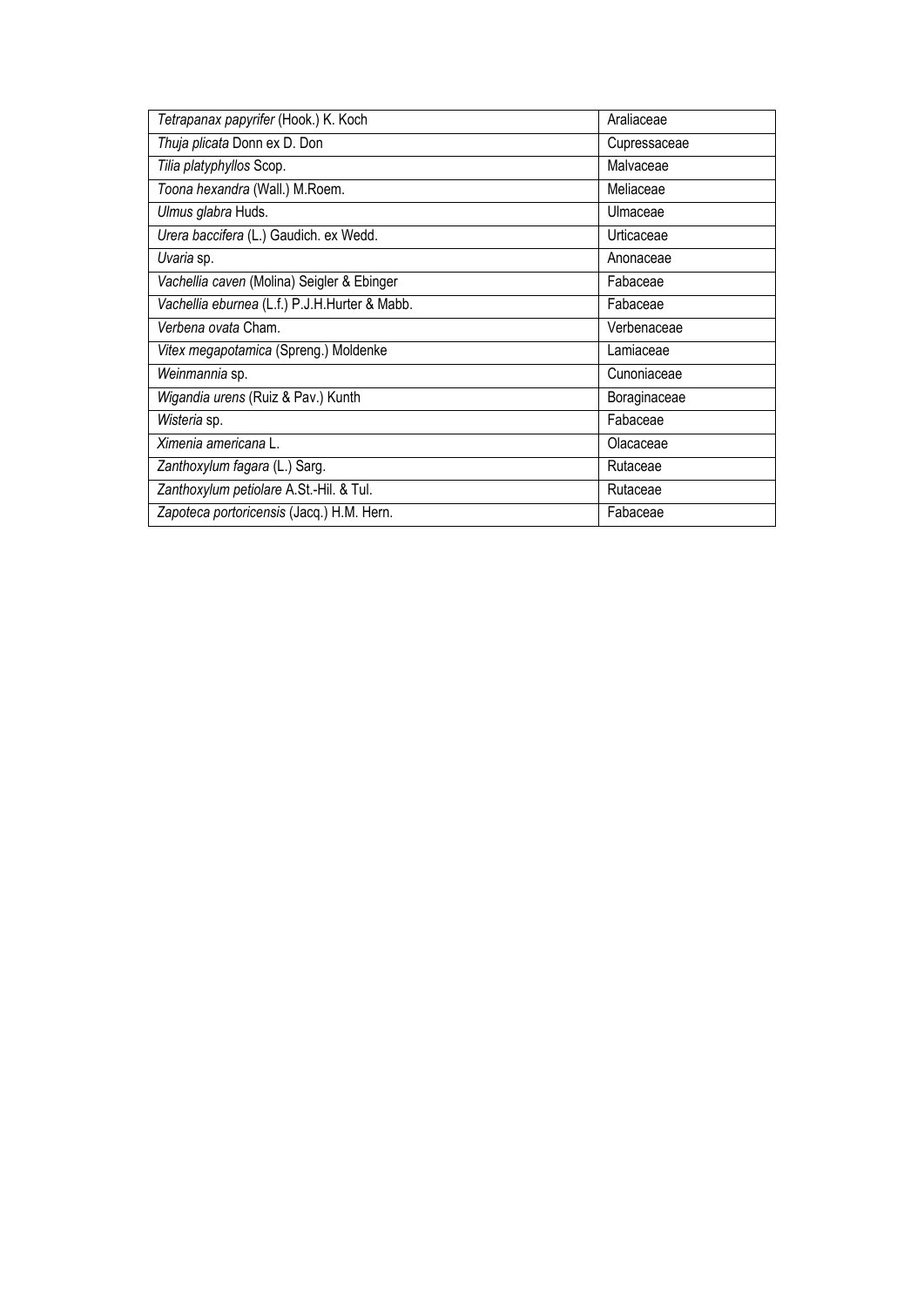| | |
|---|---|
| *Tetrapanax papyrifer* (Hook.) K. Koch | Araliaceae |
| *Thuja plicata* Donn ex D. Don | Cupressaceae |
| *Tilia platyphyllos* Scop. | Malvaceae |
| *Toona hexandra* (Wall.) M.Roem. | Meliaceae |
| *Ulmus glabra* Huds. | Ulmaceae |
| *Urera baccifera* (L.) Gaudich. ex Wedd. | Urticaceae |
| *Uvaria* sp. | Anonaceae |
| *Vachellia caven* (Molina) Seigler & Ebinger | Fabaceae |
| *Vachellia eburnea* (L.f.) P.J.H.Hurter & Mabb. | Fabaceae |
| *Verbena ovata* Cham. | Verbenaceae |
| *Vitex megapotamica* (Spreng.) Moldenke | Lamiaceae |
| *Weinmannia* sp. | Cunoniaceae |
| *Wigandia urens* (Ruiz & Pav.) Kunth | Boraginaceae |
| *Wisteria* sp. | Fabaceae |
| *Ximenia americana* L. | Olacaceae |
| *Zanthoxylum fagara* (L.) Sarg. | Rutaceae |
| *Zanthoxylum petiolare* A.St.-Hil. & Tul. | Rutaceae |
| *Zapoteca portoricensis* (Jacq.) H.M. Hern. | Fabaceae |